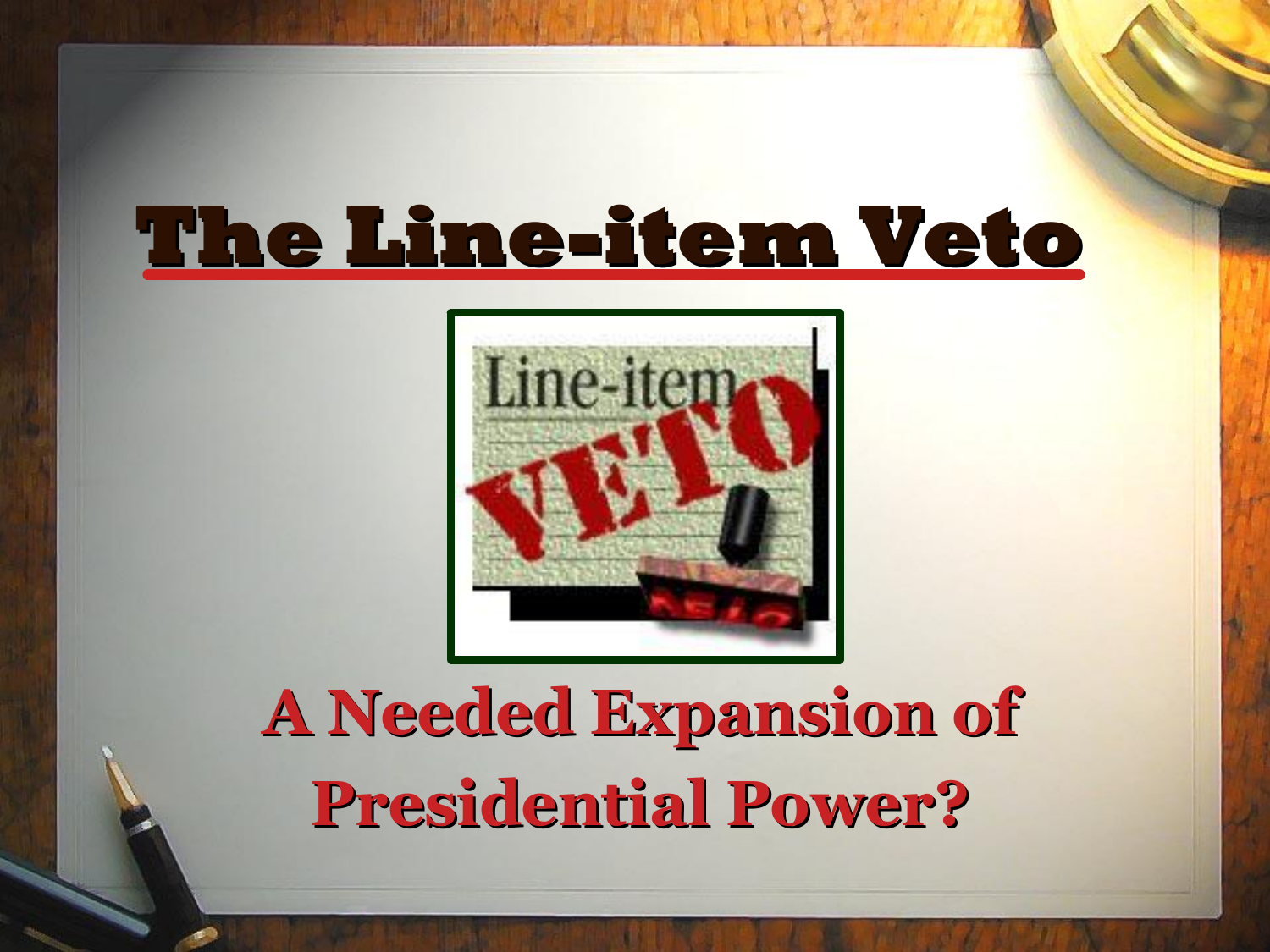# The Line-item Veto

## A Needed Expansion of Presidential Power?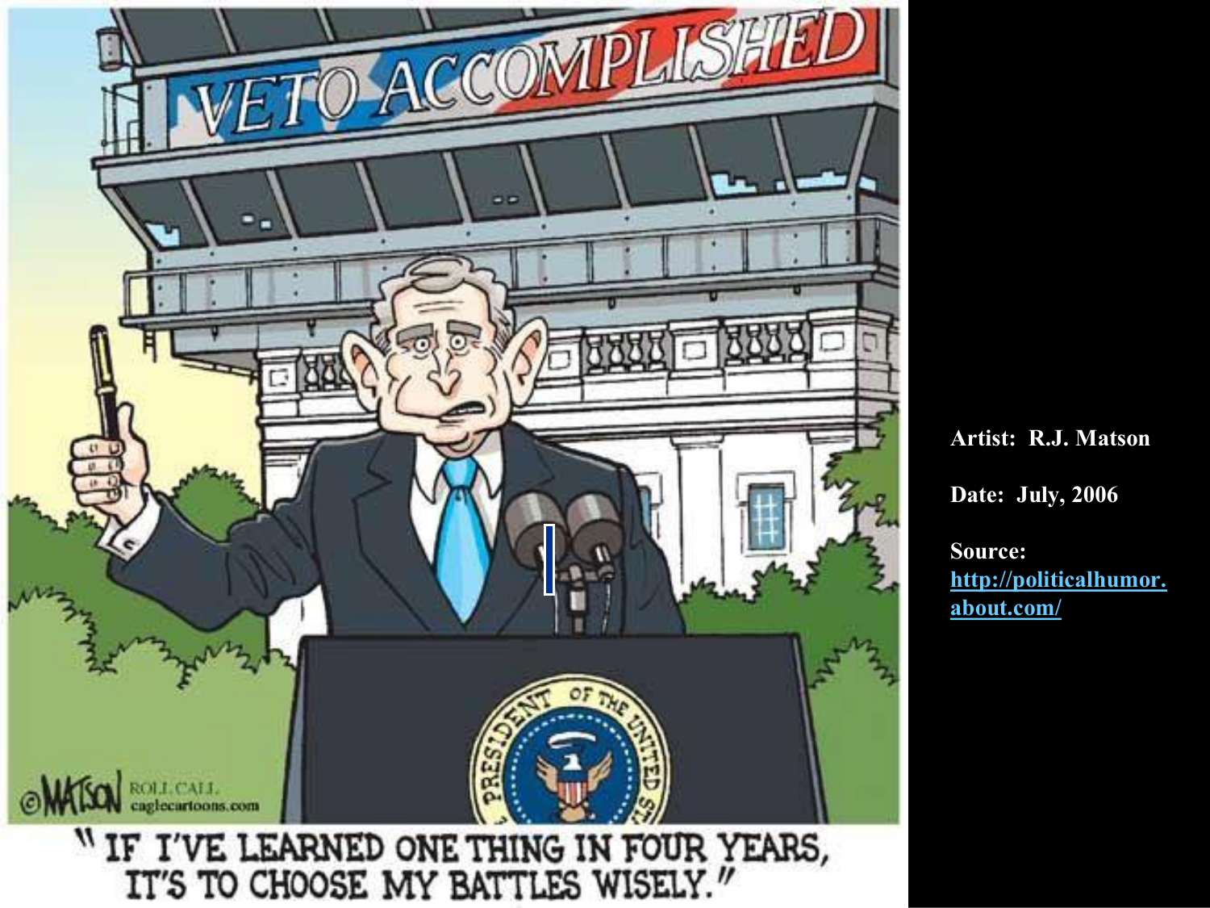"IF I'VE LEARNED ONE THING IN FOUR YEARS, IT'S TO CHOOSE MY BATTLES WISELY."

**Artist: R.J. Matson**

**Date: July, 2006**

**Source:** [http://politicalhumor.about.com/](http://politicalhumor.about.com/)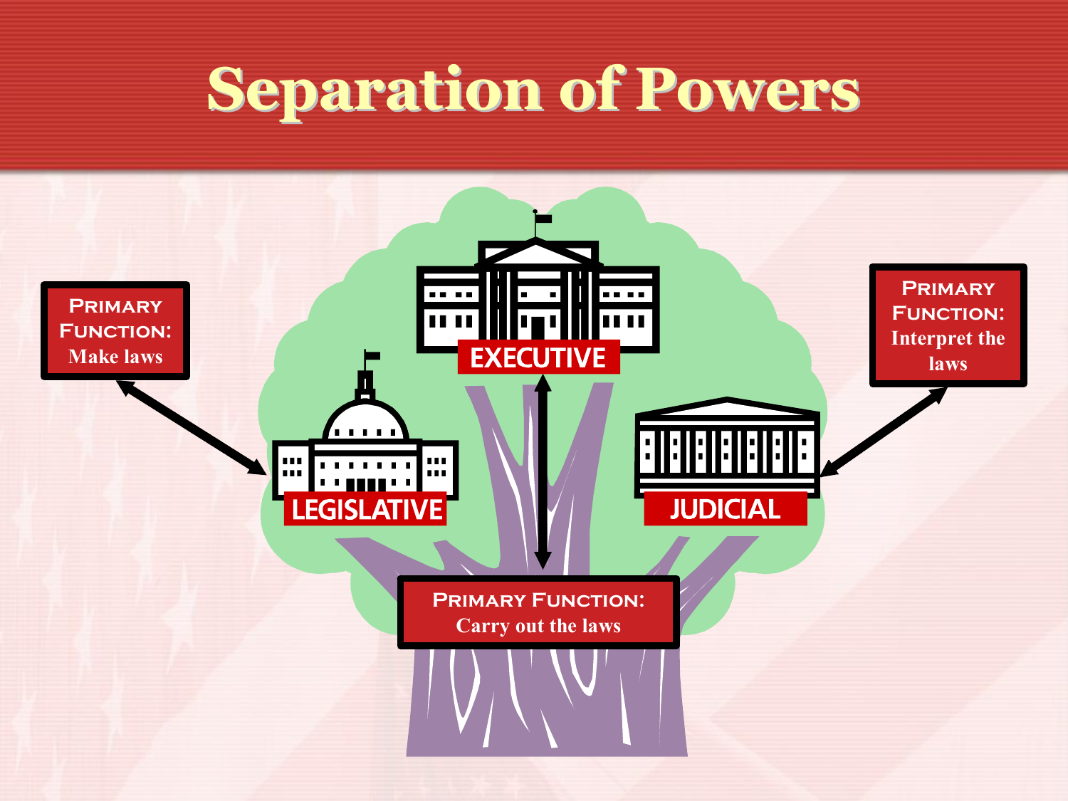# Separation of Powers

**LEGISLATIVE**

**PRIMARY FUNCTION:** Make laws

**EXECUTIVE**

**PRIMARY FUNCTION:** Carry out the laws

**JUDICIAL**

**PRIMARY FUNCTION:** Interpret the laws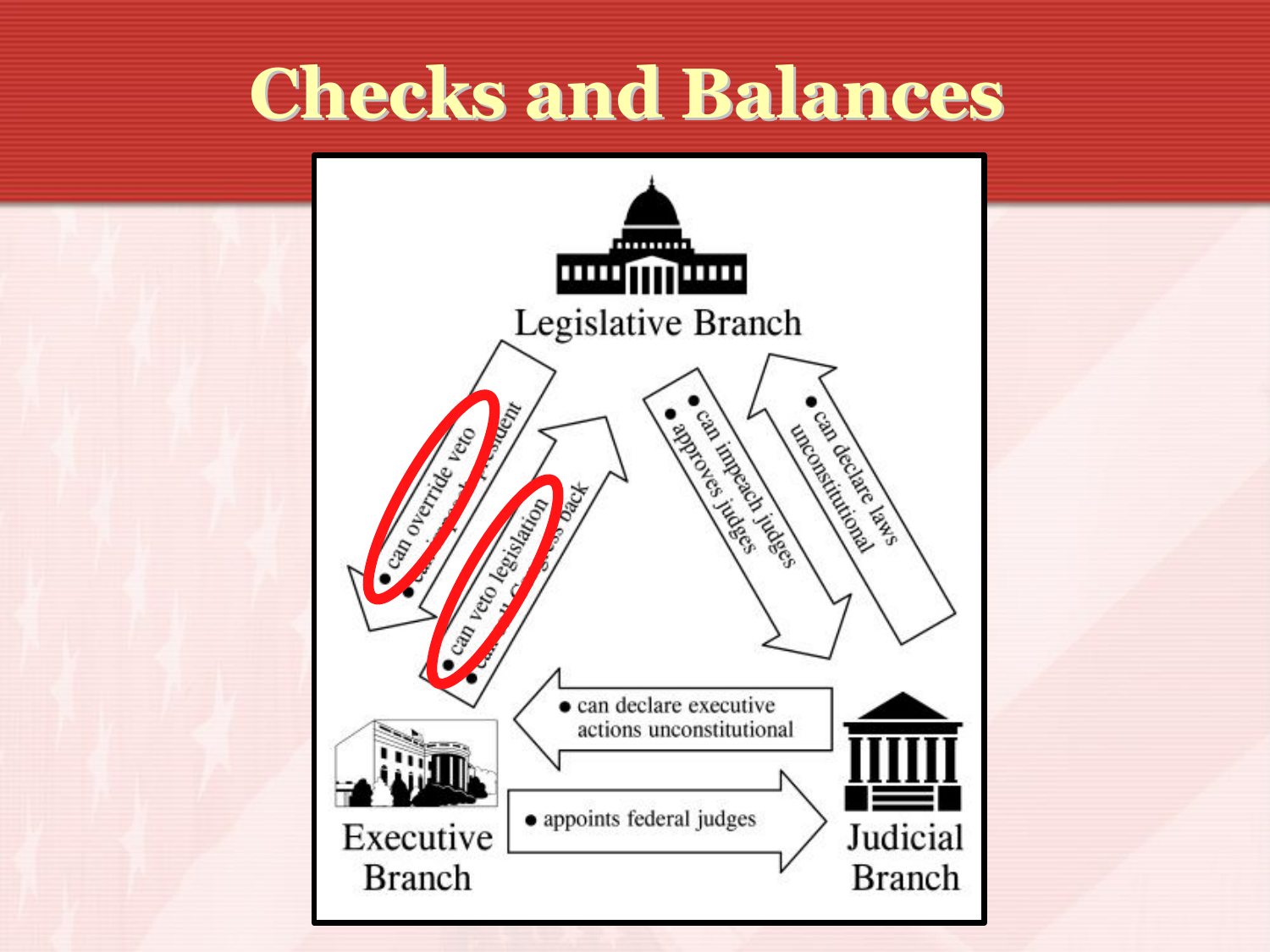# Checks and Balances

**Legislative Branch**

- can override veto
- can impeach president

- can impeach judges
- approves judges

**Executive Branch**

- can veto legislation
- can call Congress back

- appoints federal judges

**Judicial Branch**

- can declare laws unconstitutional

- can declare executive actions unconstitutional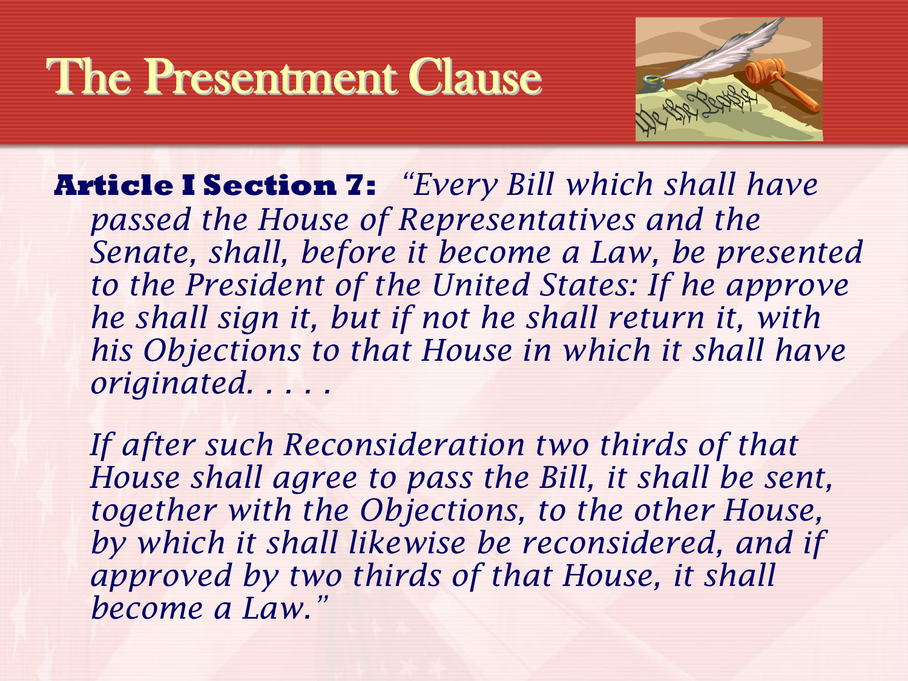# The Presentment Clause

**Article I Section 7:** *"Every Bill which shall have passed the House of Representatives and the Senate, shall, before it become a Law, be presented to the President of the United States: If he approve he shall sign it, but if not he shall return it, with his Objections to that House in which it shall have originated. . . . .*

*If after such Reconsideration two thirds of that House shall agree to pass the Bill, it shall be sent, together with the Objections, to the other House, by which it shall likewise be reconsidered, and if approved by two thirds of that House, it shall become a Law."*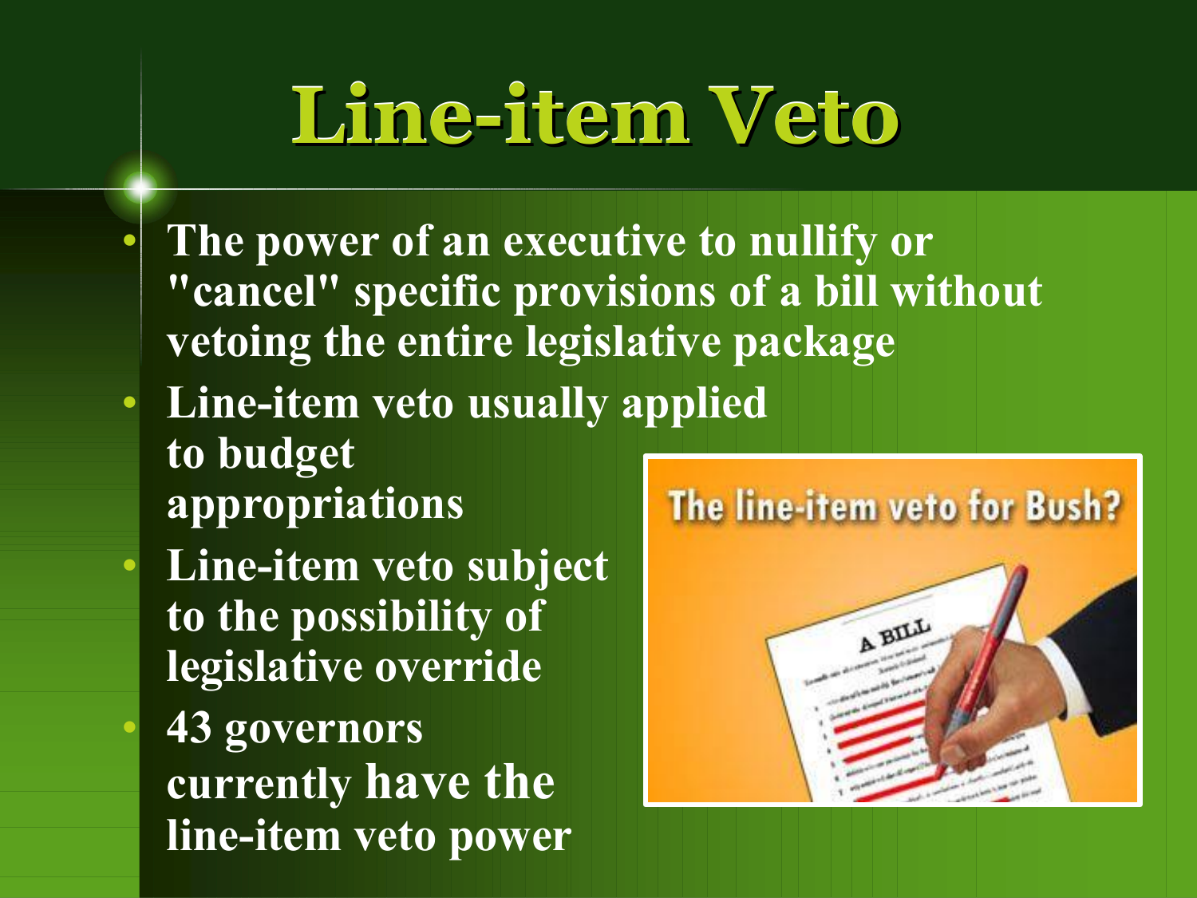# Line-item Veto

- The power of an executive to nullify or "cancel" specific provisions of a bill without vetoing the entire legislative package
- Line-item veto usually applied to budget appropriations
- Line-item veto subject to the possibility of legislative override
- 43 governors currently have the line-item veto power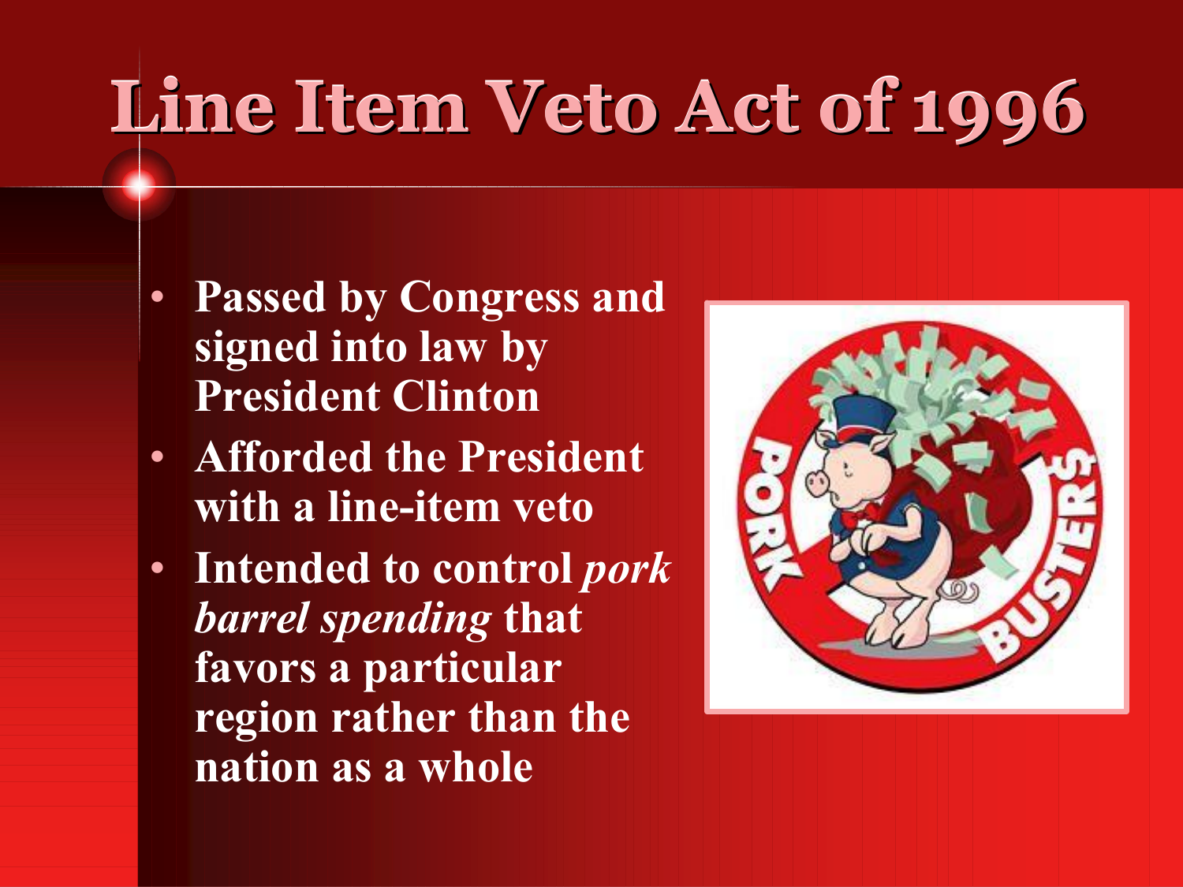# Line Item Veto Act of 1996

- Passed by Congress and signed into law by President Clinton
- Afforded the President with a line-item veto
- Intended to control *pork barrel spending* that favors a particular region rather than the nation as a whole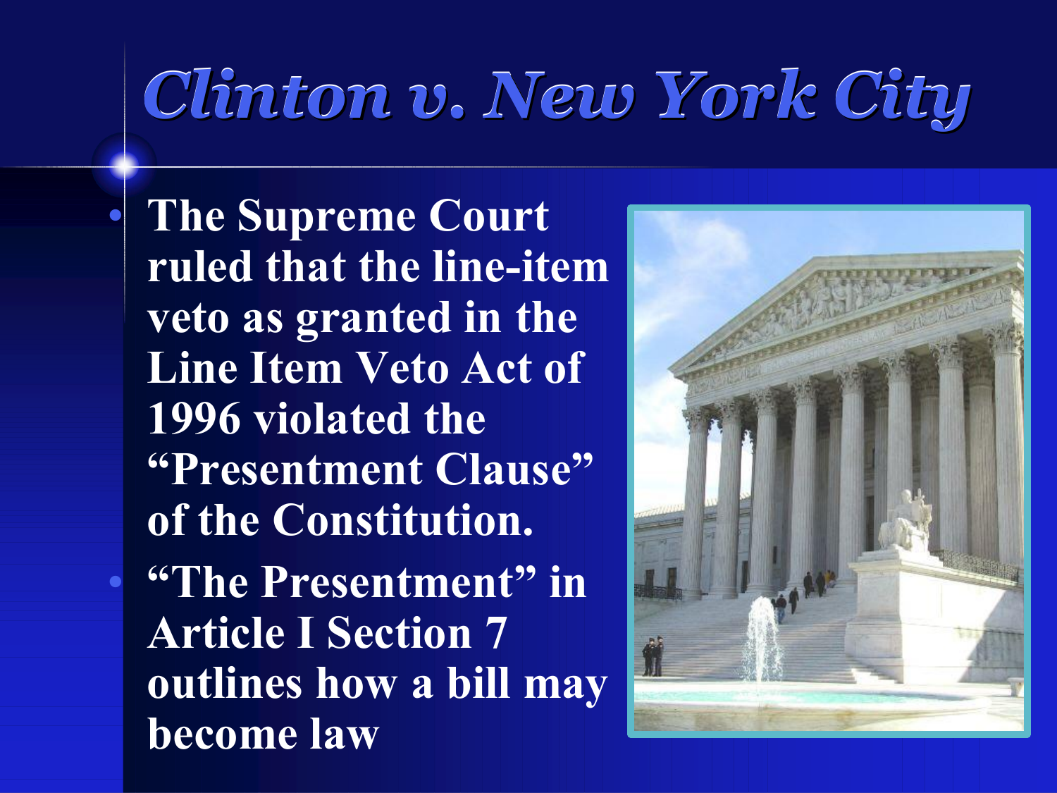# Clinton v. New York City

- The Supreme Court ruled that the line-item veto as granted in the Line Item Veto Act of 1996 violated the "Presentment Clause" of the Constitution.
- "The Presentment" in Article I Section 7 outlines how a bill may become law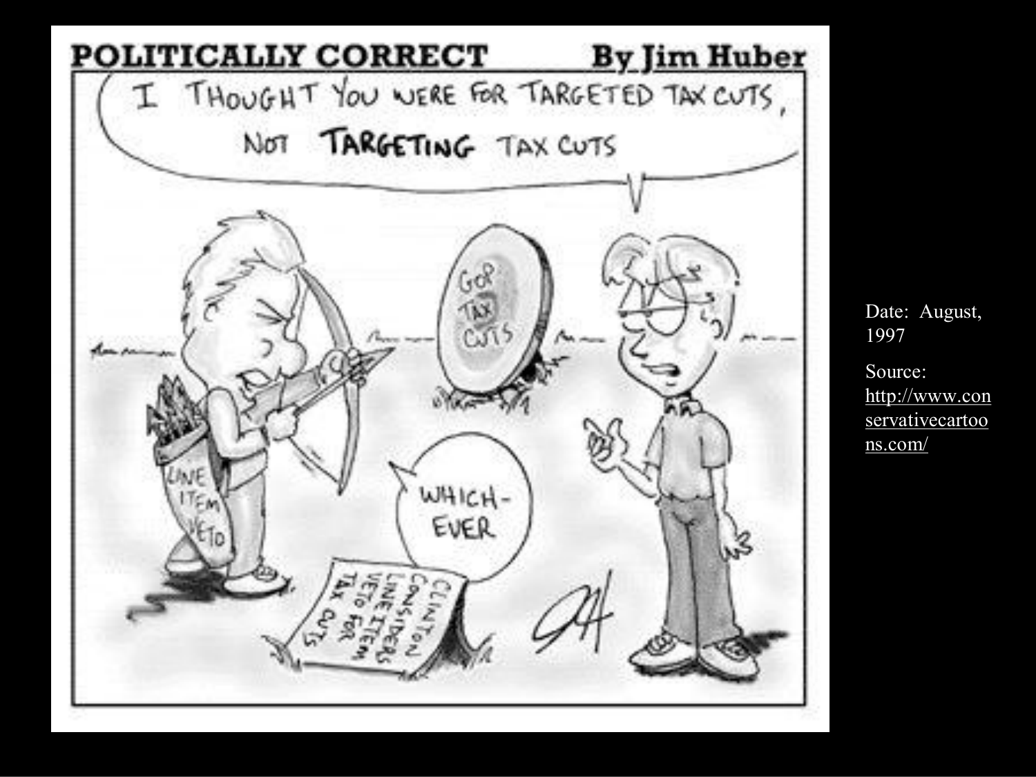**POLITICALLY CORRECT** **By Jim Huber**

I THOUGHT YOU WERE FOR TARGETED TAX CUTS, NOT **TARGETING** TAX CUTS

GOP TAX CUTS

LINE ITEM VETO

WHICH-EVER

CLINTON CONSIDERS LINE ITEM VETO FOR TAX CUTS

Date: August, 1997

Source: http://www.conservativecartoons.com/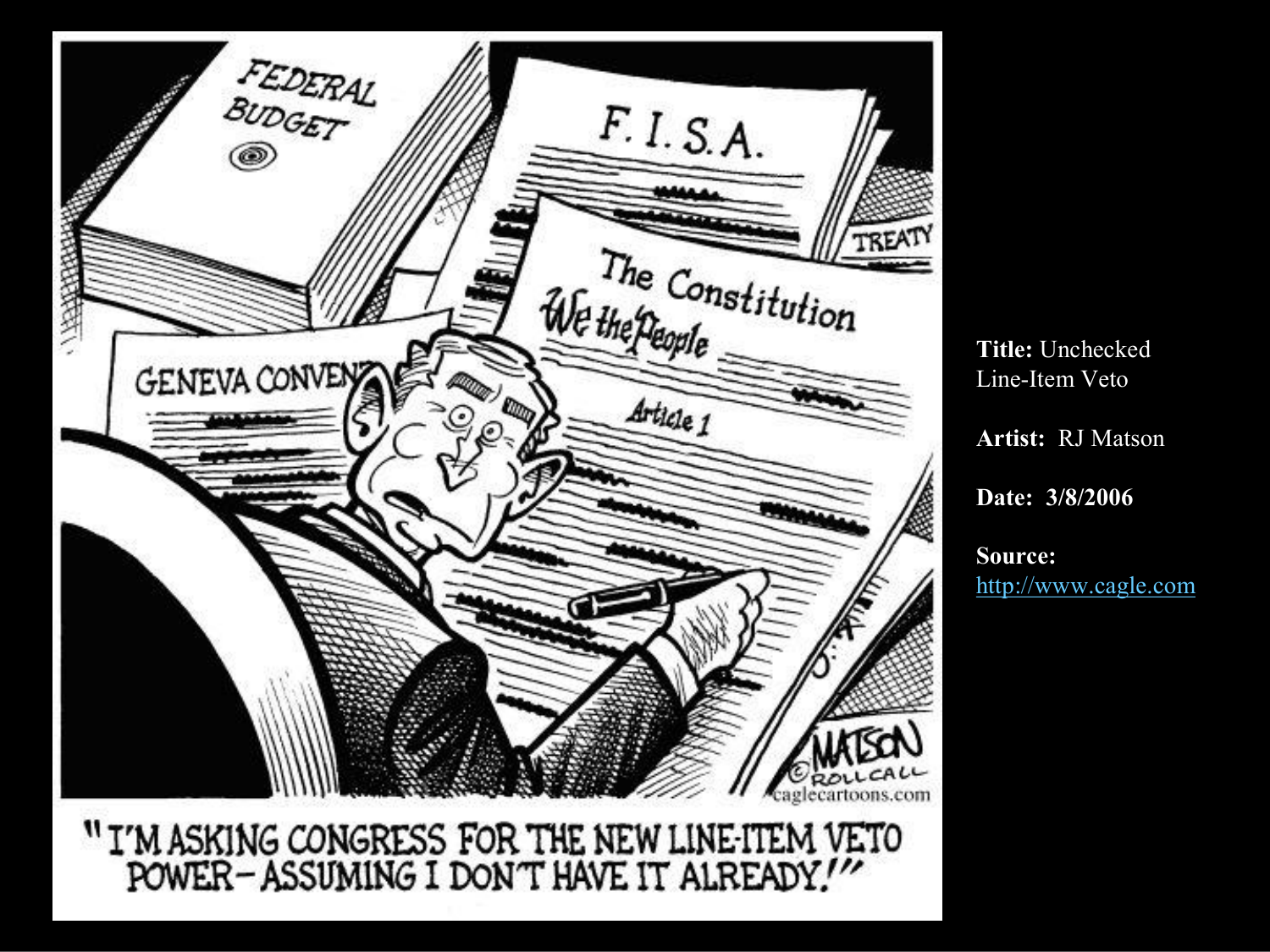"I'M ASKING CONGRESS FOR THE NEW LINE-ITEM VETO POWER—ASSUMING I DON'T HAVE IT ALREADY!"

**Title:** Unchecked Line-Item Veto

**Artist:** RJ Matson

**Date: 3/8/2006**

**Source:** [http://www.cagle.com](http://www.cagle.com)